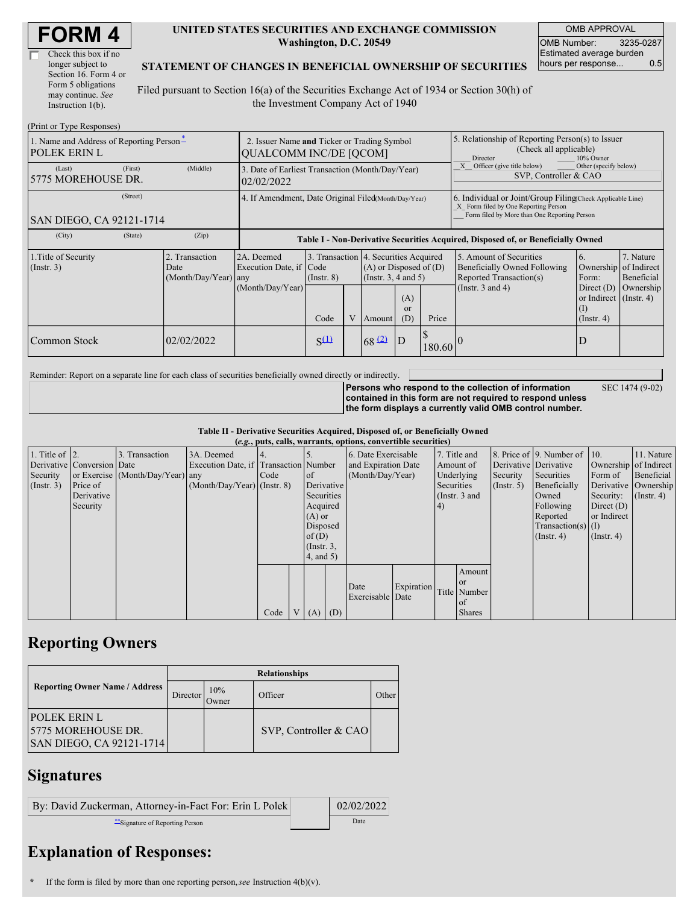# FORM 4

☐ Check this box if no longer subject to Section 16. Form 4 or Form 5 obligations may continue. *See* Instruction 1(b).

**UNITED STATES SECURITIES AND EXCHANGE COMMISSION**
**Washington, D.C. 20549**

**STATEMENT OF CHANGES IN BENEFICIAL OWNERSHIP OF SECURITIES**

Filed pursuant to Section 16(a) of the Securities Exchange Act of 1934 or Section 30(h) of the Investment Company Act of 1940

| OMB APPROVAL | |
|---|---|
| OMB Number: | 3235-0287 |
| Estimated average burden hours per response... | 0.5 |

(Print or Type Responses)

| | | |
|---|---|---|
| 1. Name and Address of Reporting Person * <br> POLEK ERIN L <br> (Last) (First) (Middle) <br> 5775 MOREHOUSE DR. <br> (Street) <br> SAN DIEGO, CA 92121-1714 <br> (City) (State) (Zip) | 2. Issuer Name **and** Ticker or Trading Symbol <br> QUALCOMM INC/DE [QCOM] <br> 3. Date of Earliest Transaction (Month/Day/Year) <br> 02/02/2022 <br> 4. If Amendment, Date Original Filed (Month/Day/Year) | 5. Relationship of Reporting Person(s) to Issuer (Check all applicable) <br> ___ Director ___ 10% Owner <br> _X_ Officer (give title below) ___ Other (specify below) <br> SVP, Controller & CAO <br> 6. Individual or Joint/Group Filing (Check Applicable Line) <br> _X_ Form filed by One Reporting Person <br> ___ Form filed by More than One Reporting Person |

**Table I - Non-Derivative Securities Acquired, Disposed of, or Beneficially Owned**

| 1.Title of Security (Instr. 3) | 2. Transaction Date (Month/Day/Year) | 2A. Deemed Execution Date, if any (Month/Day/Year) | 3. Transaction Code (Instr. 8) | | 4. Securities Acquired (A) or Disposed of (D) (Instr. 3, 4 and 5) | | | 5. Amount of Securities Beneficially Owned Following Reported Transaction(s) (Instr. 3 and 4) | 6. Ownership Form: Direct (D) or Indirect (I) (Instr. 4) | 7. Nature of Indirect Beneficial Ownership (Instr. 4) |
|---|---|---|---|---|---|---|---|---|---|---|
| | | | Code | V | Amount | (A) or (D) | Price | | | |
| Common Stock | 02/02/2022 | | S (1) | | 68 (2) | D | $ 180.60 | 0 | D | |

Reminder: Report on a separate line for each class of securities beneficially owned directly or indirectly.

**Persons who respond to the collection of information contained in this form are not required to respond unless the form displays a currently valid OMB control number.** SEC 1474 (9-02)

**Table II - Derivative Securities Acquired, Disposed of, or Beneficially Owned**
**(*e.g.*, puts, calls, warrants, options, convertible securities)**

| 1. Title of Derivative Security (Instr. 3) | 2. Conversion or Exercise Price of Derivative Security | 3. Transaction Date (Month/Day/Year) | 3A. Deemed Execution Date, if any (Month/Day/Year) | 4. Transaction Code (Instr. 8) | | 5. Number of Derivative Securities Acquired (A) or Disposed of (D) (Instr. 3, 4, and 5) | | 6. Date Exercisable and Expiration Date (Month/Day/Year) | | 7. Title and Amount of Underlying Securities (Instr. 3 and 4) | | 8. Price of Derivative Security (Instr. 5) | 9. Number of Derivative Securities Beneficially Owned Following Reported Transaction(s) (Instr. 4) | 10. Ownership Form of Derivative Security: Direct (D) or Indirect (I) (Instr. 4) | 11. Nature of Indirect Beneficial Ownership (Instr. 4) |
|---|---|---|---|---|---|---|---|---|---|---|---|---|---|---|---|
| | | | | Code | V | (A) | (D) | Date Exercisable | Expiration Date | Title | Amount or Number of Shares | | | | |

## Reporting Owners

| Reporting Owner Name / Address | Relationships | | | |
|---|---|---|---|---|
| | Director | 10% Owner | Officer | Other |
| POLEK ERIN L <br> 5775 MOREHOUSE DR. <br> SAN DIEGO, CA 92121-1714 | | | SVP, Controller & CAO | |

## Signatures

| | |
|---|---|
| By: David Zuckerman, Attorney-in-Fact For: Erin L Polek | 02/02/2022 |
| ** Signature of Reporting Person | Date |

## Explanation of Responses:

\* If the form is filed by more than one reporting person, *see* Instruction 4(b)(v).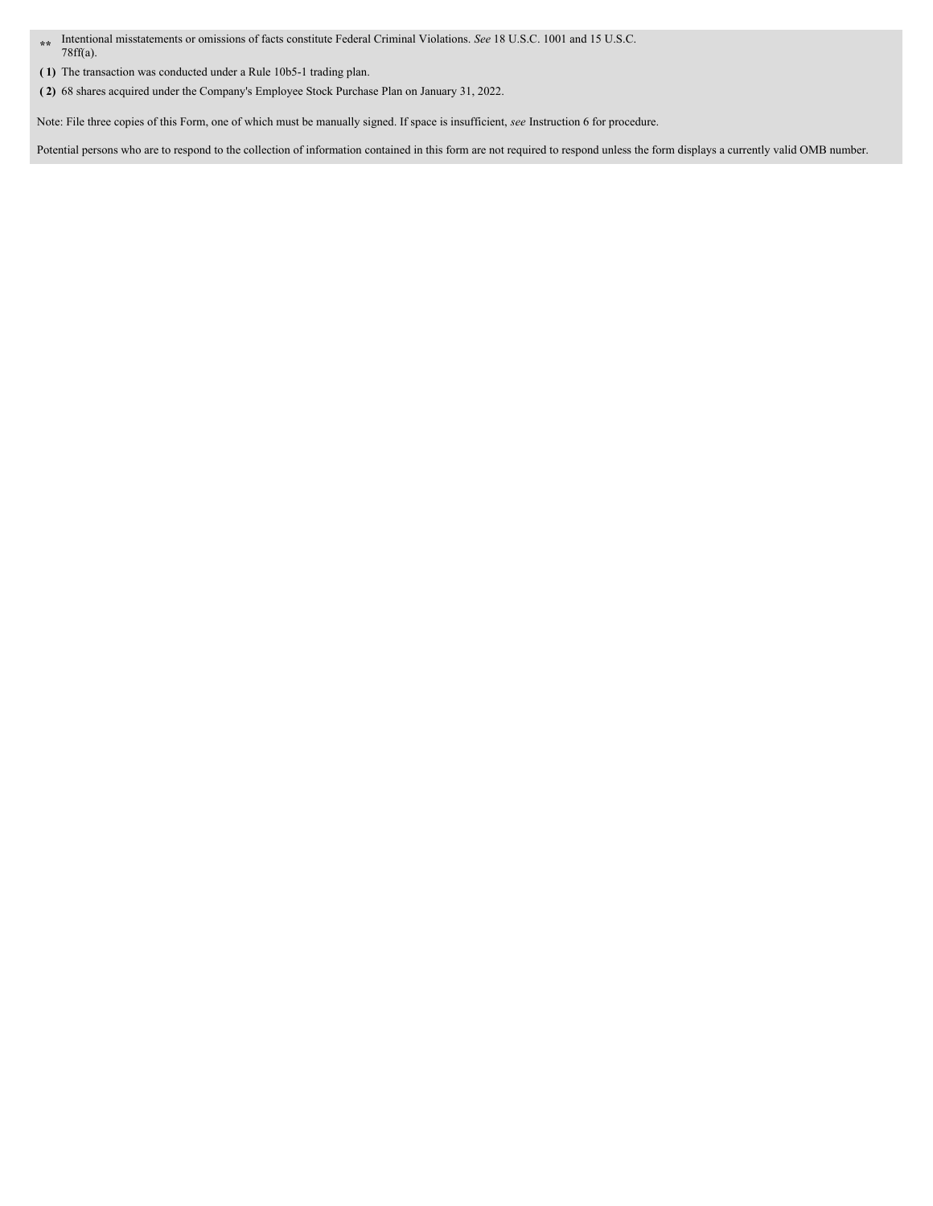** Intentional misstatements or omissions of facts constitute Federal Criminal Violations. *See* 18 U.S.C. 1001 and 15 U.S.C. 78ff(a).

**( 1)** The transaction was conducted under a Rule 10b5-1 trading plan.

**( 2)** 68 shares acquired under the Company's Employee Stock Purchase Plan on January 31, 2022.

Note: File three copies of this Form, one of which must be manually signed. If space is insufficient, *see* Instruction 6 for procedure.

Potential persons who are to respond to the collection of information contained in this form are not required to respond unless the form displays a currently valid OMB number.